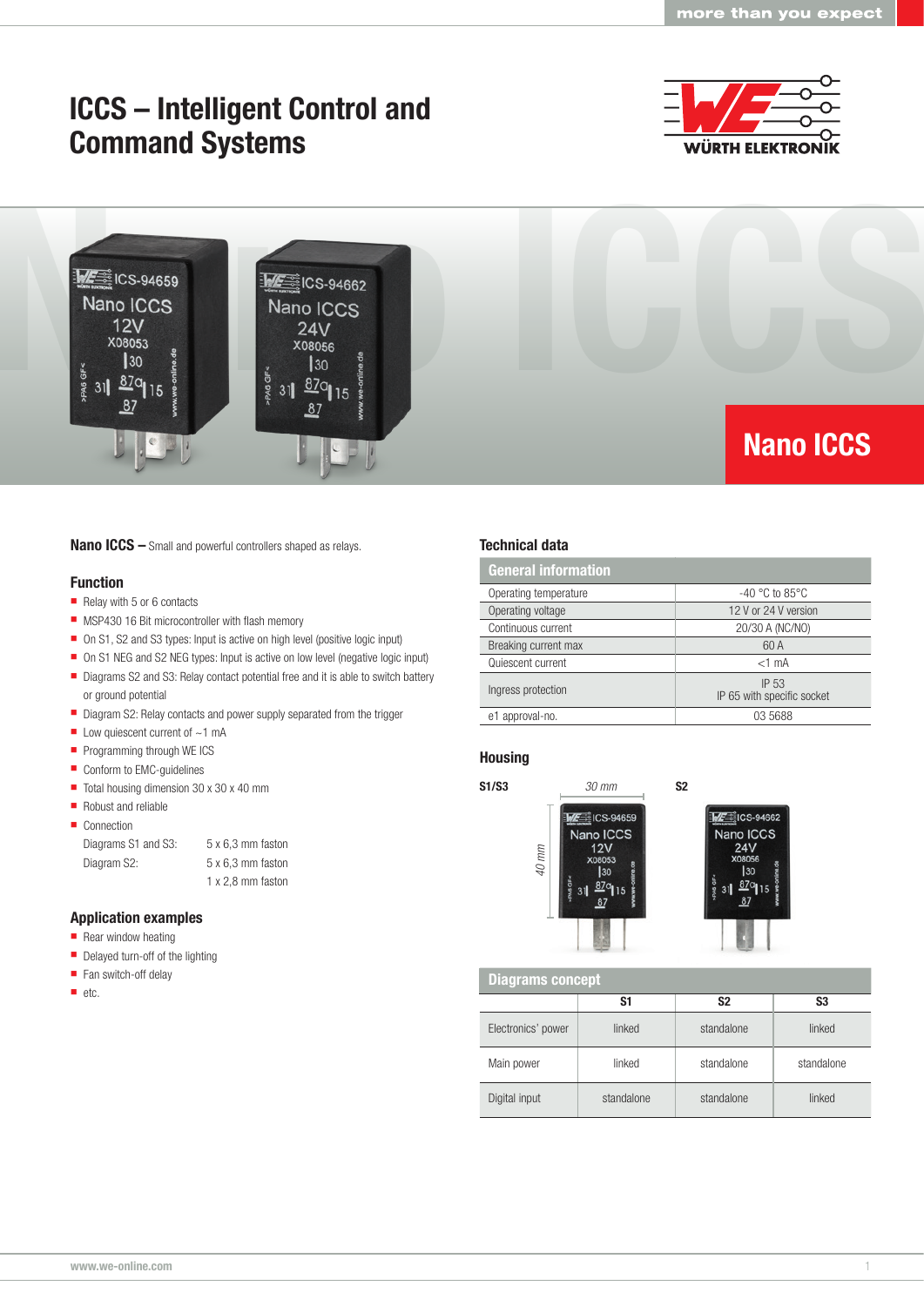# ICCS – Intelligent Control and Command Systems

## Nano ICCS

**Nano ICCS –** Small and powerful controllers shaped as relays.

### Function

- Relay with 5 or 6 contacts
- MSP430 16 Bit microcontroller with flash memory
- On S1, S2 and S3 types: Input is active on high level (positive logic input)
- On S1 NEG and S2 NEG types: Input is active on low level (negative logic input)
- Diagrams S2 and S3: Relay contact potential free and it is able to switch battery or ground potential
- Diagram S2: Relay contacts and power supply separated from the trigger
- Low quiescent current of ~1 mA
- Programming through WE ICS
- Conform to EMC-guidelines
- Total housing dimension 30 x 30 x 40 mm
- Robust and reliable
- Connection

  Diagrams S1 and S3: 5 x 6,3 mm faston

  Diagram S2: 5 x 6,3 mm faston
  1 x 2,8 mm faston

### Application examples

- Rear window heating
- Delayed turn-off of the lighting
- Fan switch-off delay
- etc.

### Technical data

| General information | |
|---|---|
| Operating temperature | -40 °C to 85°C |
| Operating voltage | 12 V or 24 V version |
| Continuous current | 20/30 A (NC/NO) |
| Breaking current max | 60 A |
| Quiescent current | <1 mA |
| Ingress protection | IP 53<br>IP 65 with specific socket |
| e1 approval-no. | 03 5688 |

### Housing

S1/S3 — 30 mm x 40 mm

S2

### Diagrams concept

| | S1 | S2 | S3 |
|---|---|---|---|
| Electronics' power | linked | standalone | linked |
| Main power | linked | standalone | standalone |
| Digital input | standalone | standalone | linked |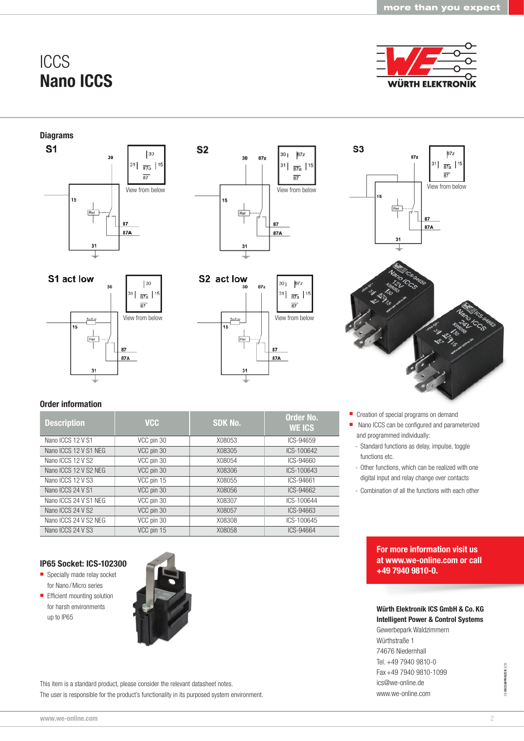# ICCS
# Nano ICCS

## Diagrams

S1

30

31 | 30 | 87a | 15 | 87

View from below

15

Rel

87

87A

31

S2

30 87z

30 | 87z | 31 | 87a | 15 | 87

View from below

15

Rel

87

87A

31

S3

87z

87z | 31 | 87a | 15 | 87

View from below

15

Rel

87

87A

31

S1 act low

30

30 | 31 | 87a | 15 | 87

View from below

15

Rel

87

87A

31

S2 act low

30 87z

30 | 87z | 31 | 87a | 15 | 87

View from below

15

Rel

87

87A

31

## Order information

| Description | VCC | SDK No. | Order No. WE ICS |
|---|---|---|---|
| Nano ICCS 12 V S1 | VCC pin 30 | X08053 | ICS-94659 |
| Nano ICCS 12 V S1 NEG | VCC pin 30 | X08305 | ICS-100642 |
| Nano ICCS 12 V S2 | VCC pin 30 | X08054 | ICS-94660 |
| Nano ICCS 12 V S2 NEG | VCC pin 30 | X08306 | ICS-100643 |
| Nano ICCS 12 V S3 | VCC pin 15 | X08055 | ICS-94661 |
| Nano ICCS 24 V S1 | VCC pin 30 | X08056 | ICS-94662 |
| Nano ICCS 24 V S1 NEG | VCC pin 30 | X08307 | ICS-100644 |
| Nano ICCS 24 V S2 | VCC pin 30 | X08057 | ICS-94663 |
| Nano ICCS 24 V S2 NEG | VCC pin 30 | X08308 | ICS-100645 |
| Nano ICCS 24 V S3 | VCC pin 15 | X08058 | ICS-94664 |

- Creation of special programs on demand
- Nano ICCS can be configured and parameterized and programmed individually:
  - Standard functions as delay, impulse, toggle functions etc.
  - Other functions, which can be realized with one digital input and relay change over contacts
  - Combination of all the functions with each other

### IP65 Socket: ICS-102300

- Specially made relay socket for Nano / Micro series
- Efficient mounting solution for harsh environments up to IP65

**For more information visit us at www.we-online.com or call +49 7940 9810-0.**

**Würth Elektronik ICS GmbH & Co. KG**
**Intelligent Power & Control Systems**
Gewerbepark Waldzimmern
Würthstraße 1
74676 Niedernhall
Tel. +49 7940 9810-0
Fax +49 7940 9810-1099
ics@we-online.de
www.we-online.com

This item is a standard product, please consider the relevant datasheet notes.
The user is responsible for the product's functionality in its purposed system environment.